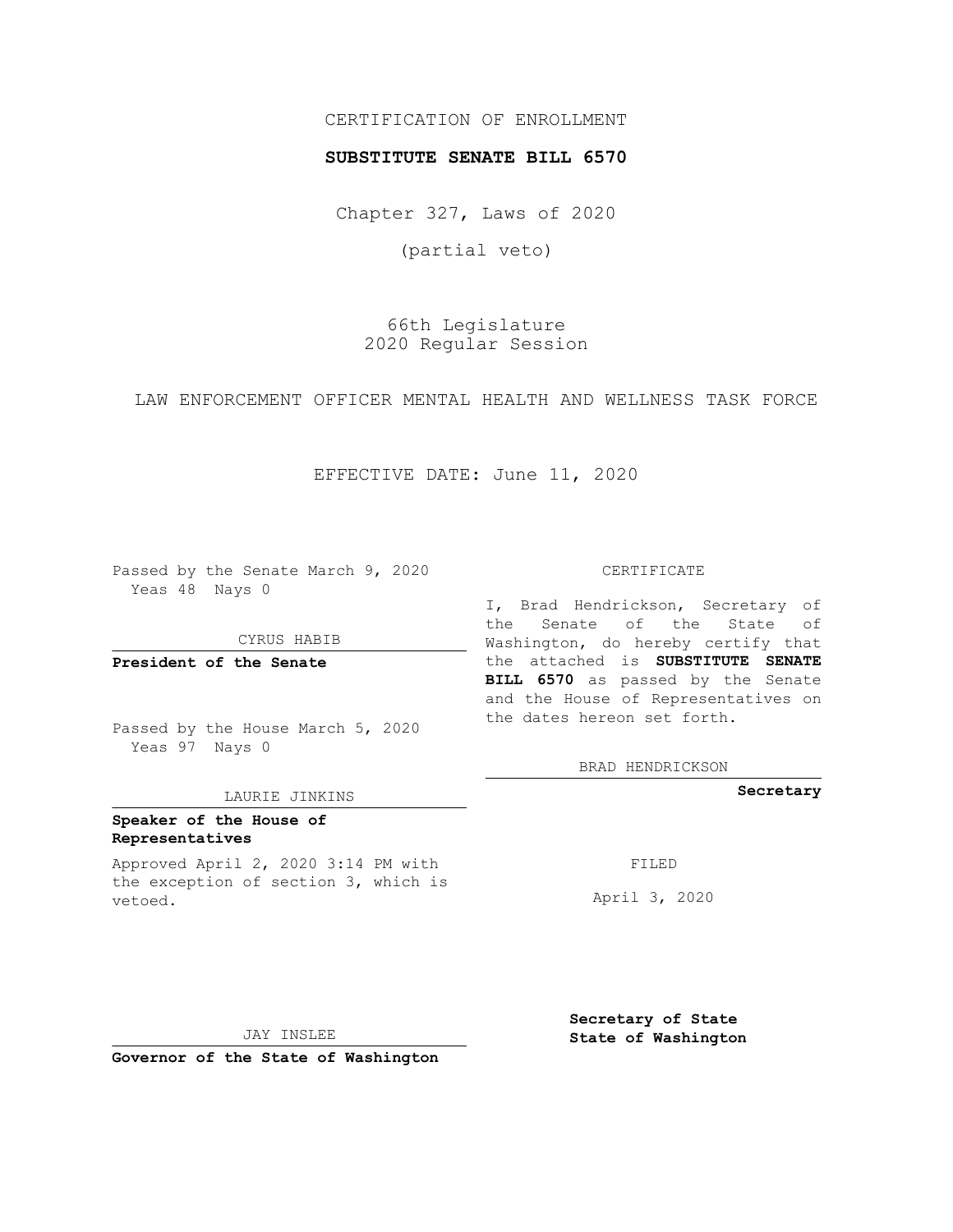CERTIFICATION OF ENROLLMENT

**SUBSTITUTE SENATE BILL 6570**

Chapter 327, Laws of 2020

(partial veto)

66th Legislature
2020 Regular Session

LAW ENFORCEMENT OFFICER MENTAL HEALTH AND WELLNESS TASK FORCE

EFFECTIVE DATE: June 11, 2020

Passed by the Senate March 9, 2020
Yeas 48 Nays 0

CYRUS HABIB

**President of the Senate**

Passed by the House March 5, 2020
Yeas 97 Nays 0

LAURIE JINKINS

**Speaker of the House of Representatives**

Approved April 2, 2020 3:14 PM with the exception of section 3, which is vetoed.

JAY INSLEE

**Governor of the State of Washington**

CERTIFICATE

I, Brad Hendrickson, Secretary of the Senate of the State of Washington, do hereby certify that the attached is **SUBSTITUTE SENATE BILL 6570** as passed by the Senate and the House of Representatives on the dates hereon set forth.

BRAD HENDRICKSON

**Secretary**

FILED

April 3, 2020

**Secretary of State State of Washington**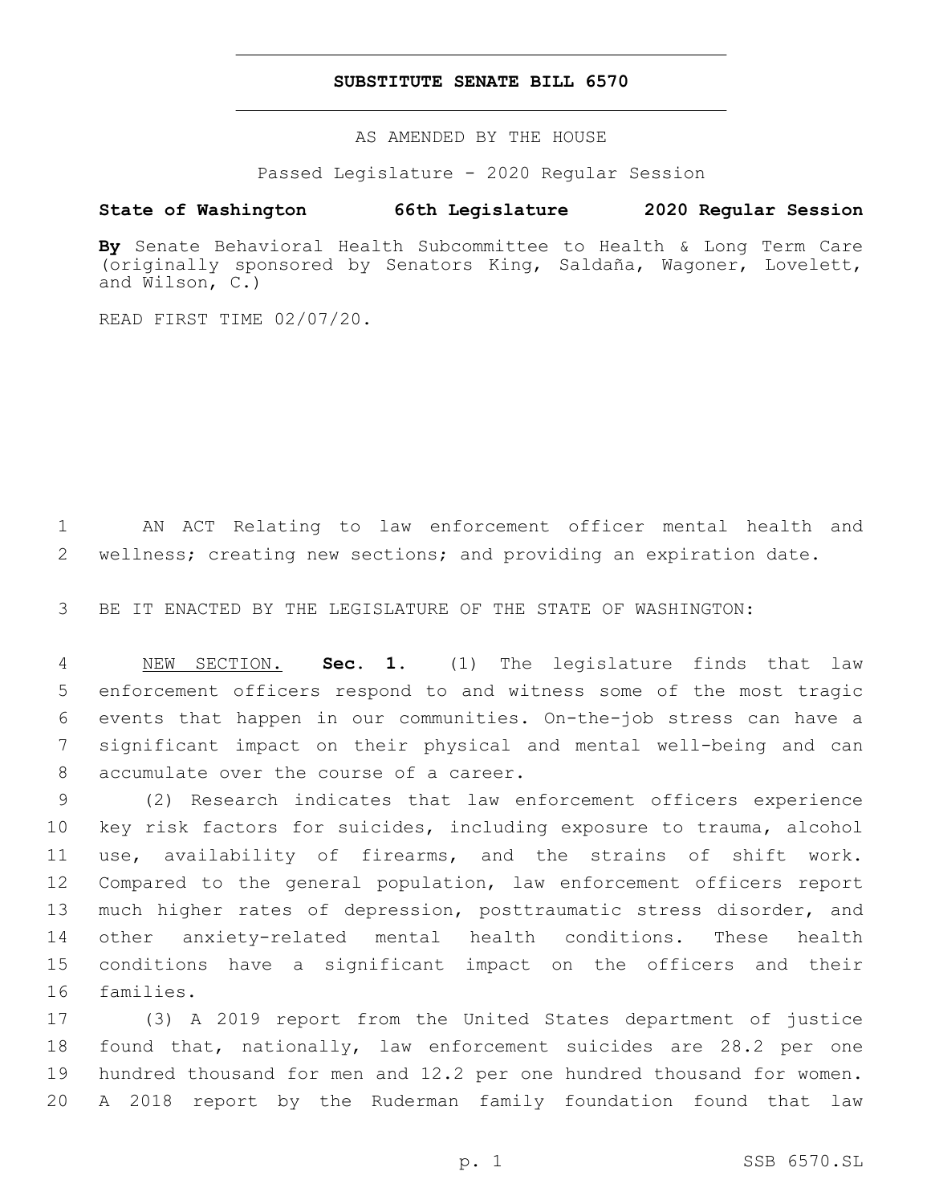# SUBSTITUTE SENATE BILL 6570

AS AMENDED BY THE HOUSE

Passed Legislature - 2020 Regular Session

**State of Washington 66th Legislature 2020 Regular Session**

**By** Senate Behavioral Health Subcommittee to Health & Long Term Care (originally sponsored by Senators King, Saldaña, Wagoner, Lovelett, and Wilson, C.)

READ FIRST TIME 02/07/20.

AN ACT Relating to law enforcement officer mental health and wellness; creating new sections; and providing an expiration date.

BE IT ENACTED BY THE LEGISLATURE OF THE STATE OF WASHINGTON:

NEW SECTION. **Sec. 1.** (1) The legislature finds that law enforcement officers respond to and witness some of the most tragic events that happen in our communities. On-the-job stress can have a significant impact on their physical and mental well-being and can accumulate over the course of a career.

(2) Research indicates that law enforcement officers experience key risk factors for suicides, including exposure to trauma, alcohol use, availability of firearms, and the strains of shift work. Compared to the general population, law enforcement officers report much higher rates of depression, posttraumatic stress disorder, and other anxiety-related mental health conditions. These health conditions have a significant impact on the officers and their families.

(3) A 2019 report from the United States department of justice found that, nationally, law enforcement suicides are 28.2 per one hundred thousand for men and 12.2 per one hundred thousand for women. A 2018 report by the Ruderman family foundation found that law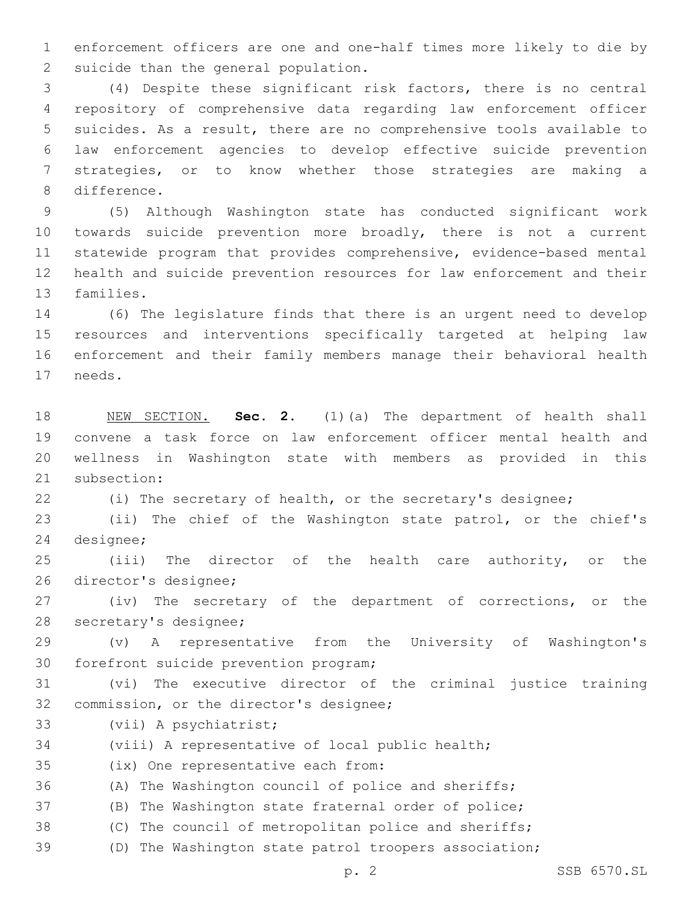enforcement officers are one and one-half times more likely to die by suicide than the general population.

(4) Despite these significant risk factors, there is no central repository of comprehensive data regarding law enforcement officer suicides. As a result, there are no comprehensive tools available to law enforcement agencies to develop effective suicide prevention strategies, or to know whether those strategies are making a difference.

(5) Although Washington state has conducted significant work towards suicide prevention more broadly, there is not a current statewide program that provides comprehensive, evidence-based mental health and suicide prevention resources for law enforcement and their families.

(6) The legislature finds that there is an urgent need to develop resources and interventions specifically targeted at helping law enforcement and their family members manage their behavioral health needs.

NEW SECTION. **Sec. 2.** (1)(a) The department of health shall convene a task force on law enforcement officer mental health and wellness in Washington state with members as provided in this subsection:

(i) The secretary of health, or the secretary's designee;

(ii) The chief of the Washington state patrol, or the chief's designee;

(iii) The director of the health care authority, or the director's designee;

(iv) The secretary of the department of corrections, or the secretary's designee;

(v) A representative from the University of Washington's forefront suicide prevention program;

(vi) The executive director of the criminal justice training commission, or the director's designee;

(vii) A psychiatrist;

(viii) A representative of local public health;

(ix) One representative each from:

(A) The Washington council of police and sheriffs;

(B) The Washington state fraternal order of police;

(C) The council of metropolitan police and sheriffs;

(D) The Washington state patrol troopers association;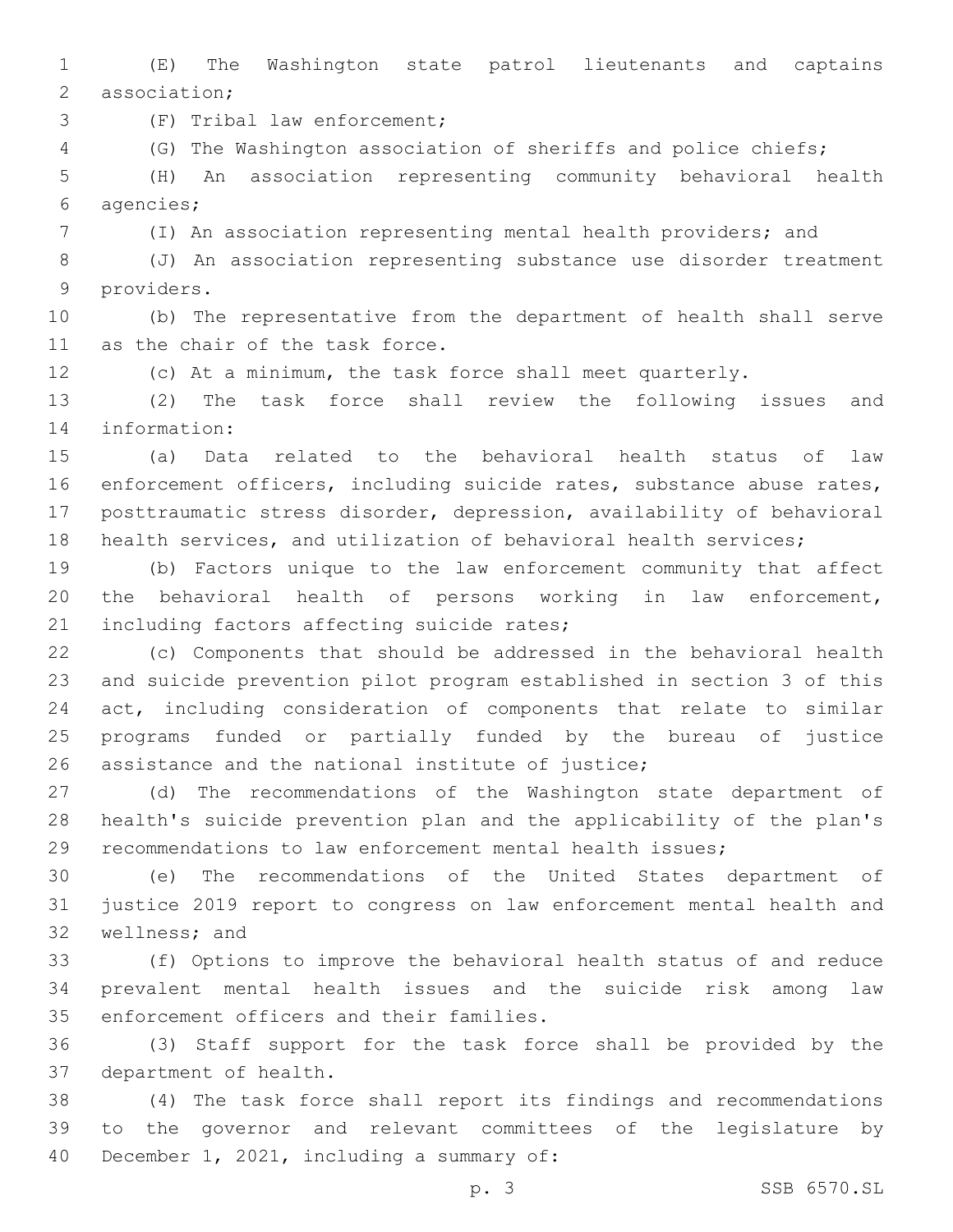(E) The Washington state patrol lieutenants and captains association;

(F) Tribal law enforcement;

(G) The Washington association of sheriffs and police chiefs;

(H) An association representing community behavioral health agencies;

(I) An association representing mental health providers; and

(J) An association representing substance use disorder treatment providers.

(b) The representative from the department of health shall serve as the chair of the task force.

(c) At a minimum, the task force shall meet quarterly.

(2) The task force shall review the following issues and information:

(a) Data related to the behavioral health status of law enforcement officers, including suicide rates, substance abuse rates, posttraumatic stress disorder, depression, availability of behavioral health services, and utilization of behavioral health services;

(b) Factors unique to the law enforcement community that affect the behavioral health of persons working in law enforcement, including factors affecting suicide rates;

(c) Components that should be addressed in the behavioral health and suicide prevention pilot program established in section 3 of this act, including consideration of components that relate to similar programs funded or partially funded by the bureau of justice assistance and the national institute of justice;

(d) The recommendations of the Washington state department of health's suicide prevention plan and the applicability of the plan's recommendations to law enforcement mental health issues;

(e) The recommendations of the United States department of justice 2019 report to congress on law enforcement mental health and wellness; and

(f) Options to improve the behavioral health status of and reduce prevalent mental health issues and the suicide risk among law enforcement officers and their families.

(3) Staff support for the task force shall be provided by the department of health.

(4) The task force shall report its findings and recommendations to the governor and relevant committees of the legislature by December 1, 2021, including a summary of: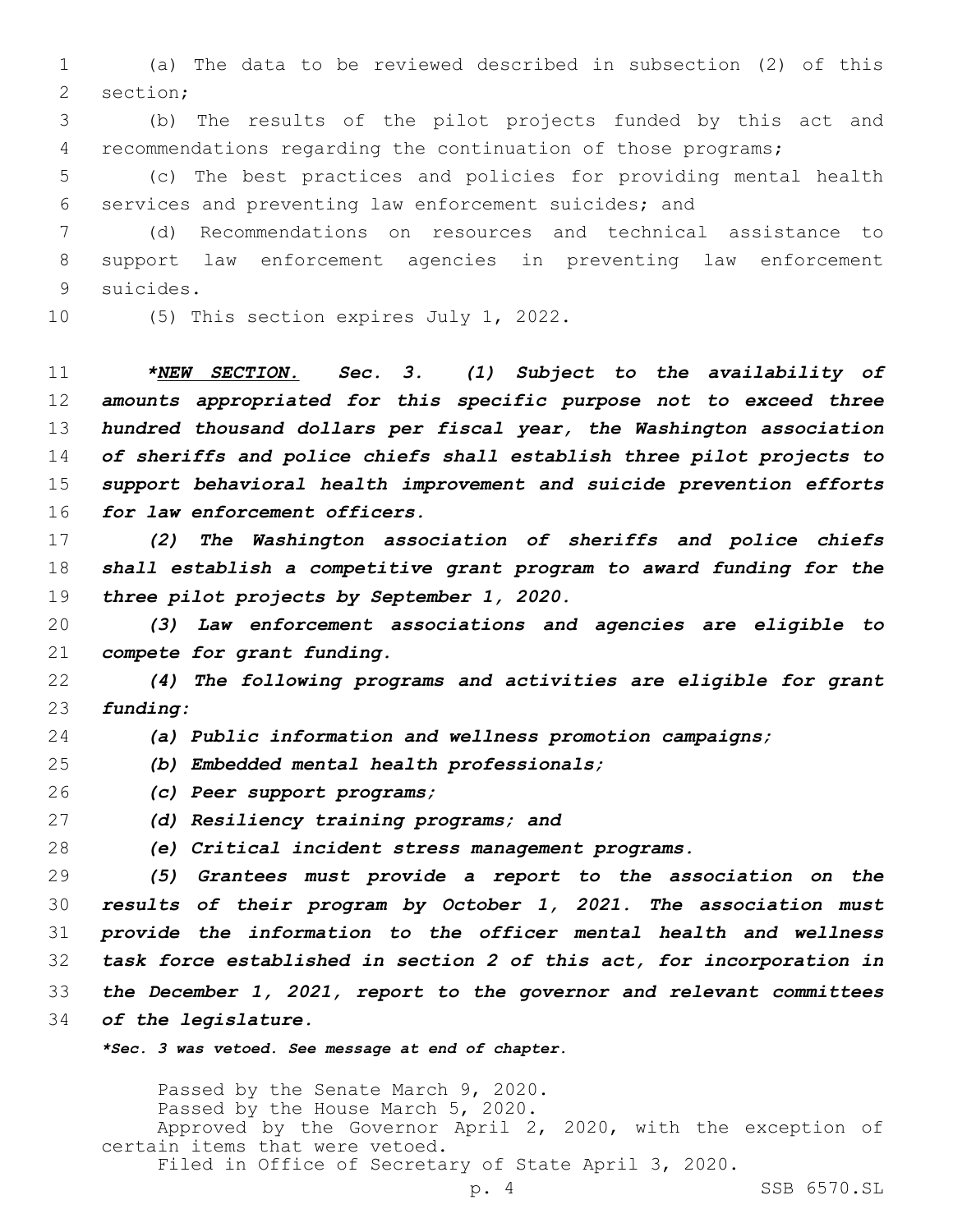(a) The data to be reviewed described in subsection (2) of this section;

(b) The results of the pilot projects funded by this act and recommendations regarding the continuation of those programs;

(c) The best practices and policies for providing mental health services and preventing law enforcement suicides; and

(d) Recommendations on resources and technical assistance to support law enforcement agencies in preventing law enforcement suicides.

(5) This section expires July 1, 2022.

***NEW SECTION. Sec. 3. (1) Subject to the availability of amounts appropriated for this specific purpose not to exceed three hundred thousand dollars per fiscal year, the Washington association of sheriffs and police chiefs shall establish three pilot projects to support behavioral health improvement and suicide prevention efforts for law enforcement officers.***

***(2) The Washington association of sheriffs and police chiefs shall establish a competitive grant program to award funding for the three pilot projects by September 1, 2020.***

***(3) Law enforcement associations and agencies are eligible to compete for grant funding.***

***(4) The following programs and activities are eligible for grant funding:***

***(a) Public information and wellness promotion campaigns;***

***(b) Embedded mental health professionals;***

***(c) Peer support programs;***

***(d) Resiliency training programs; and***

***(e) Critical incident stress management programs.***

***(5) Grantees must provide a report to the association on the results of their program by October 1, 2021. The association must provide the information to the officer mental health and wellness task force established in section 2 of this act, for incorporation in the December 1, 2021, report to the governor and relevant committees of the legislature.***

***\*Sec. 3 was vetoed. See message at end of chapter.***

Passed by the Senate March 9, 2020.
Passed by the House March 5, 2020.
Approved by the Governor April 2, 2020, with the exception of certain items that were vetoed.
Filed in Office of Secretary of State April 3, 2020.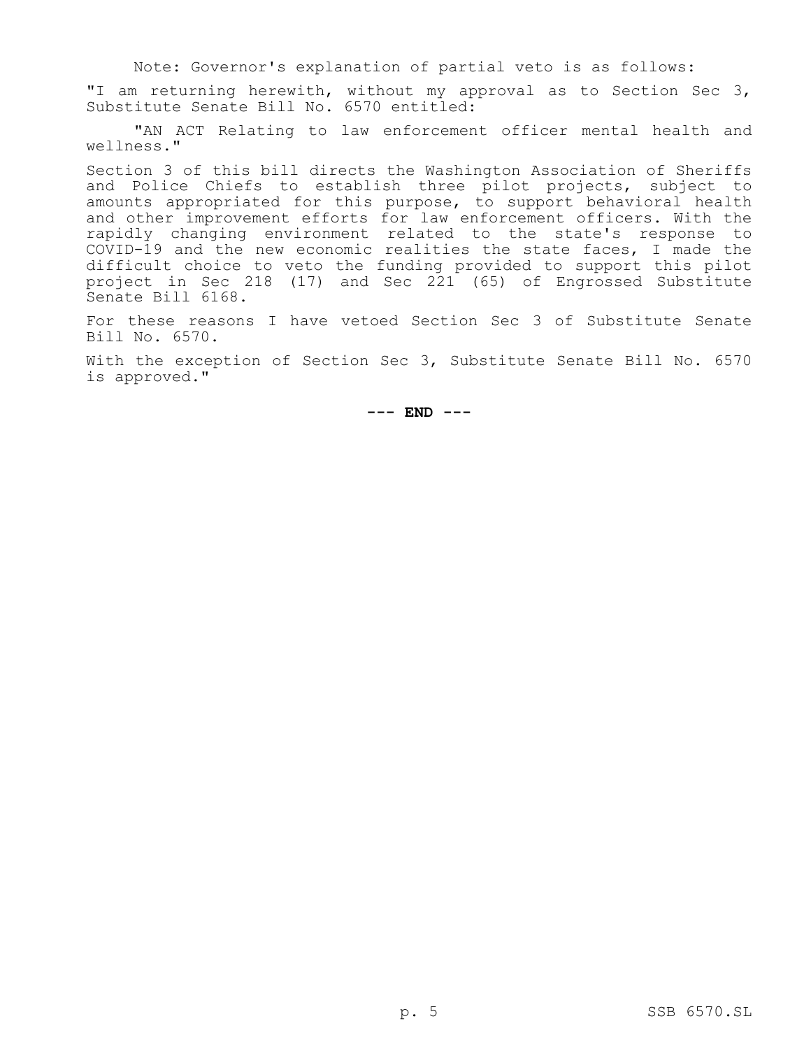Note: Governor's explanation of partial veto is as follows:

"I am returning herewith, without my approval as to Section Sec 3, Substitute Senate Bill No. 6570 entitled:

"AN ACT Relating to law enforcement officer mental health and wellness."

Section 3 of this bill directs the Washington Association of Sheriffs and Police Chiefs to establish three pilot projects, subject to amounts appropriated for this purpose, to support behavioral health and other improvement efforts for law enforcement officers. With the rapidly changing environment related to the state's response to COVID-19 and the new economic realities the state faces, I made the difficult choice to veto the funding provided to support this pilot project in Sec 218 (17) and Sec 221 (65) of Engrossed Substitute Senate Bill 6168.

For these reasons I have vetoed Section Sec 3 of Substitute Senate Bill No. 6570.

With the exception of Section Sec 3, Substitute Senate Bill No. 6570 is approved."

**--- END ---**